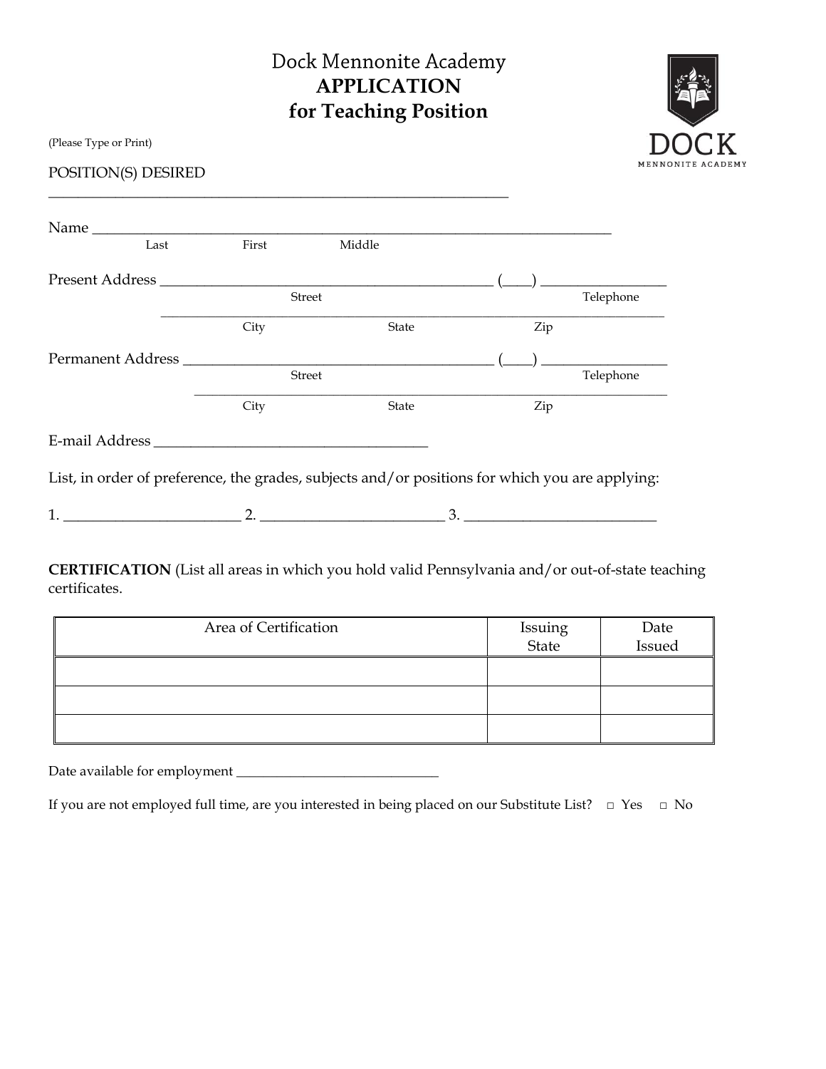# Dock Mennonite Academy
## APPLICATION
## for Teaching Position

DOCK
MENNONITE ACADEMY

(Please Type or Print)

POSITION(S) DESIRED

_______________________________________________________________

Name ______________________________________________________________________
Last First Middle

Present Address ____________________________________________ (____) ________________
Street Telephone

___________________________________________________________________
City State Zip

Permanent Address _________________________________________ (____) ________________
Street Telephone

_______________________________________________________________
City State Zip

E-mail Address ____________________________________

List, in order of preference, the grades, subjects and/or positions for which you are applying:

1. _______________________ 2. _______________________ 3. _________________________

**CERTIFICATION** (List all areas in which you hold valid Pennsylvania and/or out-of-state teaching certificates.

| Area of Certification | Issuing State | Date Issued |
|---|---|---|
| | | |
| | | |
| | | |

Date available for employment ____________________________

If you are not employed full time, are you interested in being placed on our Substitute List? □ Yes □ No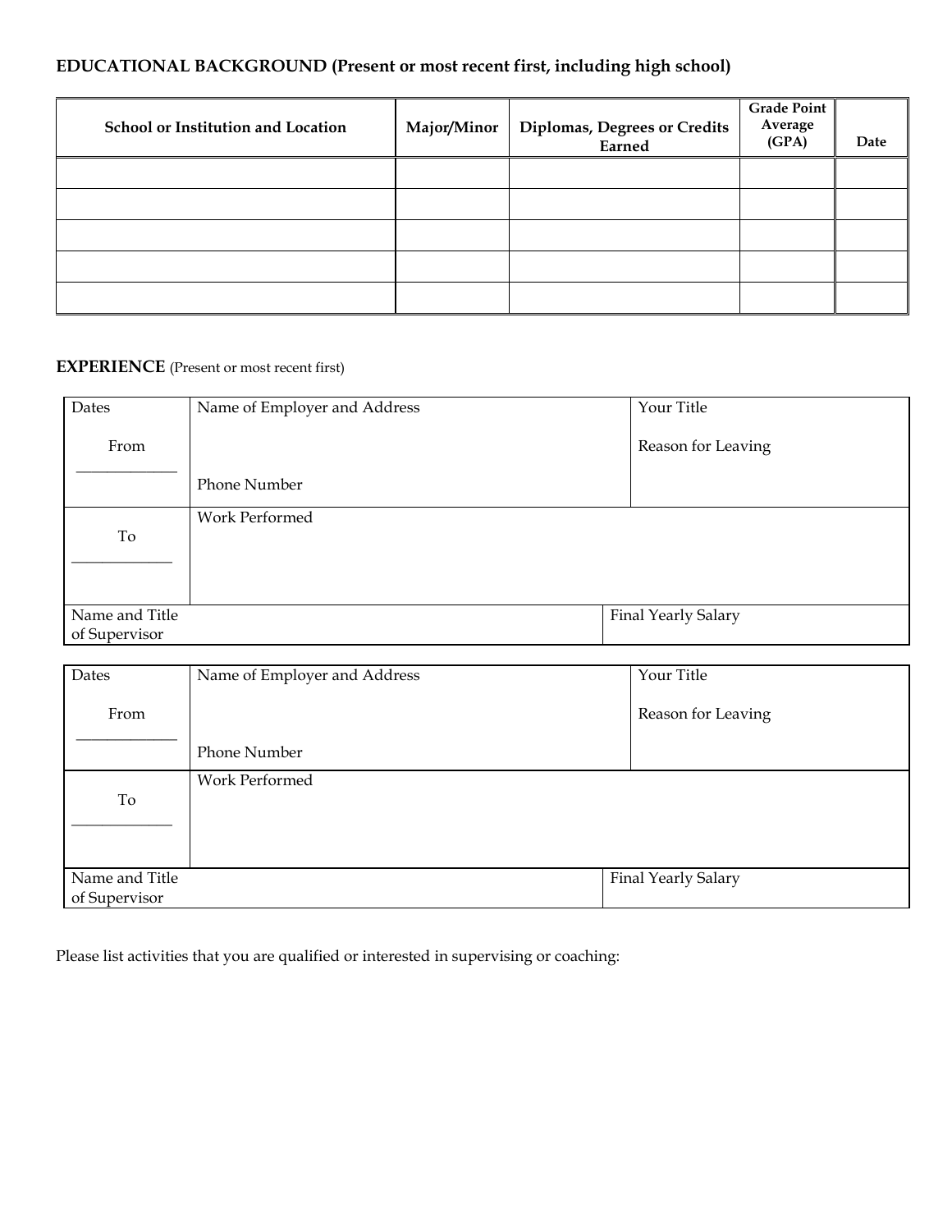**EDUCATIONAL BACKGROUND (Present or most recent first, including high school)**

| School or Institution and Location | Major/Minor | Diplomas, Degrees or Credits Earned | Grade Point Average (GPA) | Date |
|---|---|---|---|---|
| | | | | |
| | | | | |
| | | | | |
| | | | | |
| | | | | |

**EXPERIENCE** (Present or most recent first)

| Dates | Name of Employer and Address | Your Title |
|---|---|---|
| From ____________ | Phone Number | Reason for Leaving |
| To ____________ | Work Performed | |
| Name and Title of Supervisor | | Final Yearly Salary |

| Dates | Name of Employer and Address | Your Title |
|---|---|---|
| From ____________ | Phone Number | Reason for Leaving |
| To ____________ | Work Performed | |
| Name and Title of Supervisor | | Final Yearly Salary |

Please list activities that you are qualified or interested in supervising or coaching: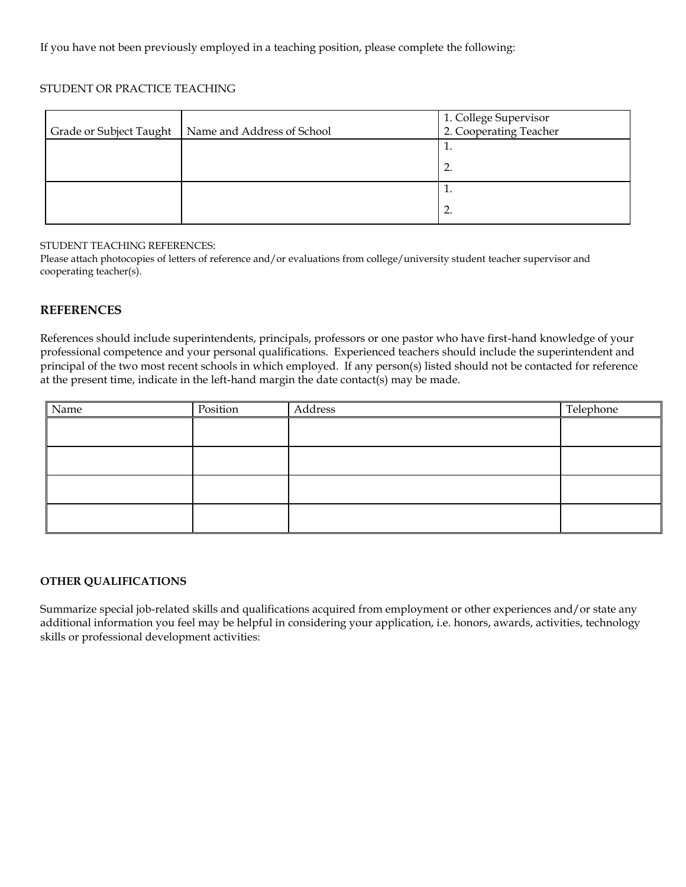If you have not been previously employed in a teaching position, please complete the following:

STUDENT OR PRACTICE TEACHING

| Grade or Subject Taught | Name and Address of School | 1. College Supervisor<br>2. Cooperating Teacher |
|---|---|---|
| | | 1.<br>2. |
| | | 1.<br>2. |

STUDENT TEACHING REFERENCES:
Please attach photocopies of letters of reference and/or evaluations from college/university student teacher supervisor and cooperating teacher(s).

## REFERENCES

References should include superintendents, principals, professors or one pastor who have first-hand knowledge of your professional competence and your personal qualifications. Experienced teachers should include the superintendent and principal of the two most recent schools in which employed. If any person(s) listed should not be contacted for reference at the present time, indicate in the left-hand margin the date contact(s) may be made.

| Name | Position | Address | Telephone |
|---|---|---|---|
| | | | |
| | | | |
| | | | |
| | | | |

**OTHER QUALIFICATIONS**

Summarize special job-related skills and qualifications acquired from employment or other experiences and/or state any additional information you feel may be helpful in considering your application, i.e. honors, awards, activities, technology skills or professional development activities: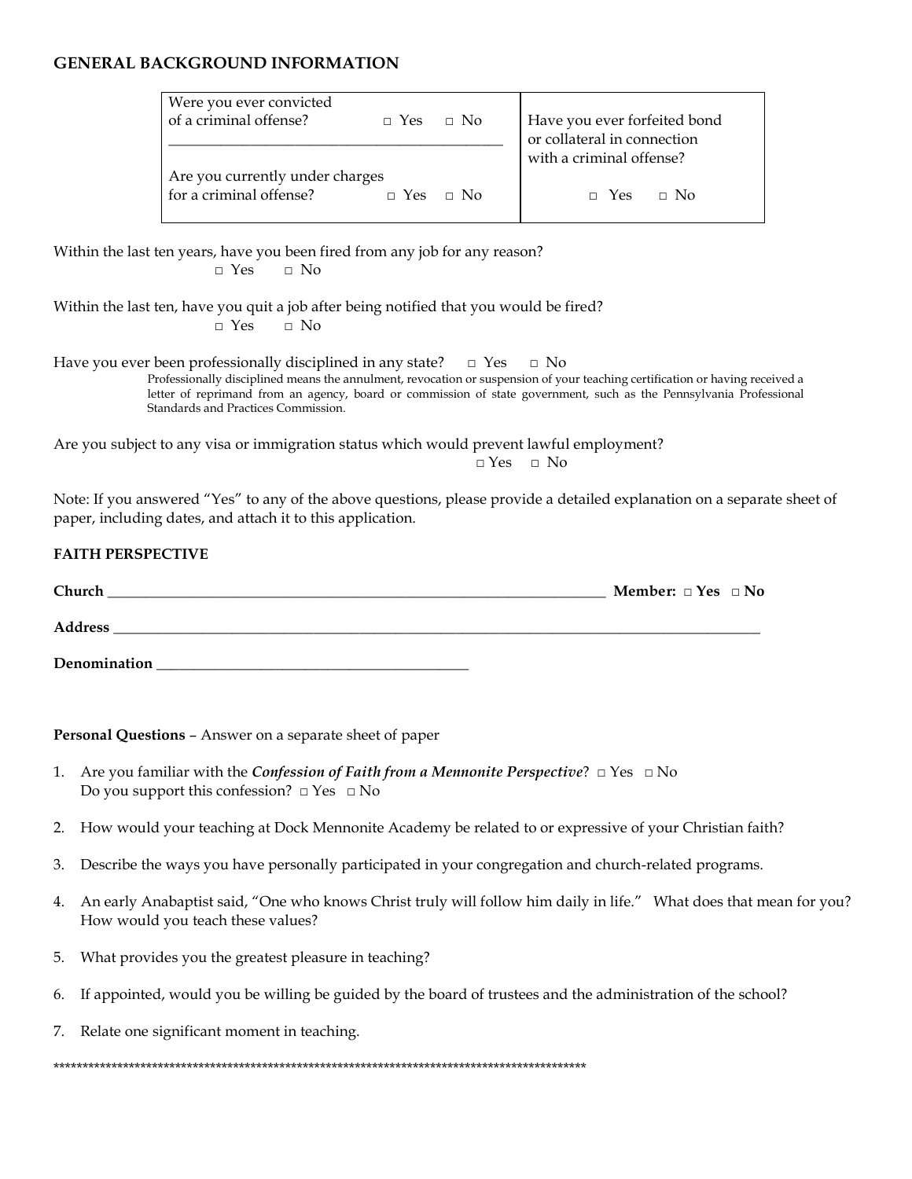## GENERAL BACKGROUND INFORMATION

| Were you ever convicted of a criminal offense? □ Yes □ No<br><br>Are you currently under charges for a criminal offense? □ Yes □ No | Have you ever forfeited bond or collateral in connection with a criminal offense?<br><br>□ Yes □ No |
|---|---|

Within the last ten years, have you been fired from any job for any reason?
□ Yes □ No

Within the last ten, have you quit a job after being notified that you would be fired?
□ Yes □ No

Have you ever been professionally disciplined in any state? □ Yes □ No
Professionally disciplined means the annulment, revocation or suspension of your teaching certification or having received a letter of reprimand from an agency, board or commission of state government, such as the Pennsylvania Professional Standards and Practices Commission.

Are you subject to any visa or immigration status which would prevent lawful employment?
□ Yes □ No

Note: If you answered "Yes" to any of the above questions, please provide a detailed explanation on a separate sheet of paper, including dates, and attach it to this application.

## FAITH PERSPECTIVE

**Church** ______________________________________________ **Member: □ Yes □ No**

**Address** ______________________________________________________________

**Denomination** _______________________________

**Personal Questions** – Answer on a separate sheet of paper

1. Are you familiar with the ***Confession of Faith from a Mennonite Perspective***? □ Yes □ No
   Do you support this confession? □ Yes □ No
2. How would your teaching at Dock Mennonite Academy be related to or expressive of your Christian faith?
3. Describe the ways you have personally participated in your congregation and church-related programs.
4. An early Anabaptist said, "One who knows Christ truly will follow him daily in life." What does that mean for you? How would you teach these values?
5. What provides you the greatest pleasure in teaching?
6. If appointed, would you be willing be guided by the board of trustees and the administration of the school?
7. Relate one significant moment in teaching.

*******************************************************************************************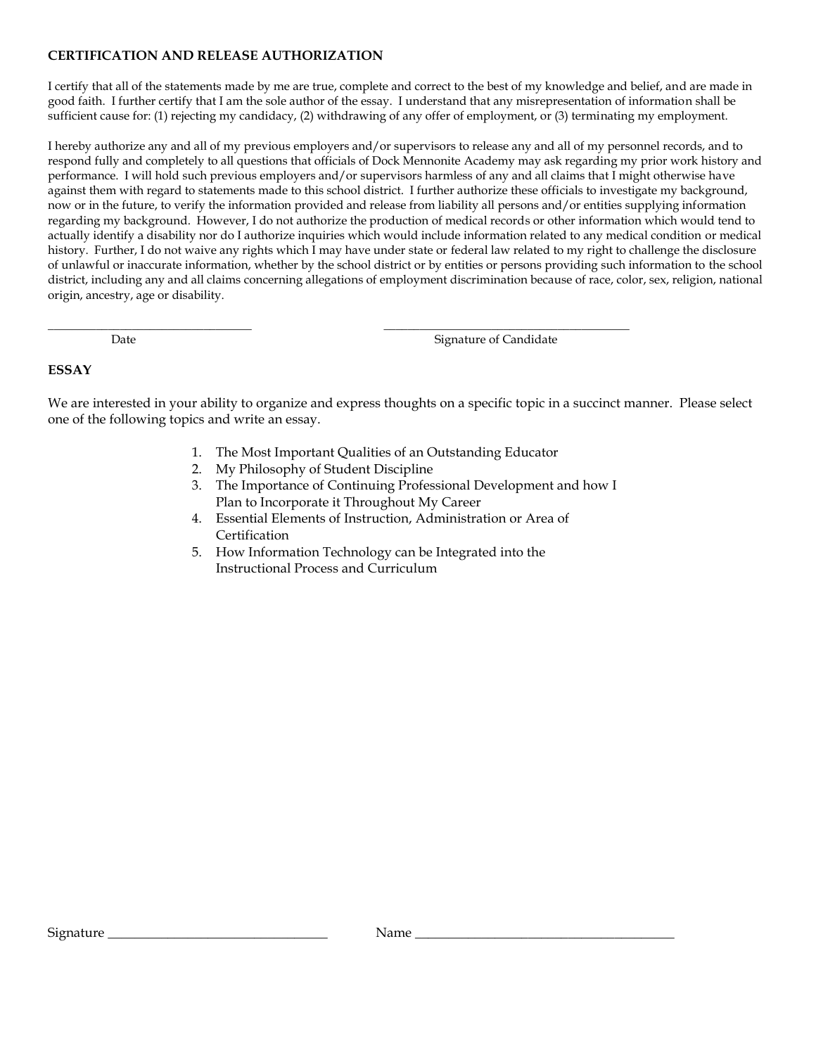**CERTIFICATION AND RELEASE AUTHORIZATION**

I certify that all of the statements made by me are true, complete and correct to the best of my knowledge and belief, and are made in good faith. I further certify that I am the sole author of the essay. I understand that any misrepresentation of information shall be sufficient cause for: (1) rejecting my candidacy, (2) withdrawing of any offer of employment, or (3) terminating my employment.

I hereby authorize any and all of my previous employers and/or supervisors to release any and all of my personnel records, and to respond fully and completely to all questions that officials of Dock Mennonite Academy may ask regarding my prior work history and performance. I will hold such previous employers and/or supervisors harmless of any and all claims that I might otherwise have against them with regard to statements made to this school district. I further authorize these officials to investigate my background, now or in the future, to verify the information provided and release from liability all persons and/or entities supplying information regarding my background. However, I do not authorize the production of medical records or other information which would tend to actually identify a disability nor do I authorize inquiries which would include information related to any medical condition or medical history. Further, I do not waive any rights which I may have under state or federal law related to my right to challenge the disclosure of unlawful or inaccurate information, whether by the school district or by entities or persons providing such information to the school district, including any and all claims concerning allegations of employment discrimination because of race, color, sex, religion, national origin, ancestry, age or disability.

_________________________________ Date

_________________________________ Signature of Candidate

**ESSAY**

We are interested in your ability to organize and express thoughts on a specific topic in a succinct manner. Please select one of the following topics and write an essay.

1. The Most Important Qualities of an Outstanding Educator
2. My Philosophy of Student Discipline
3. The Importance of Continuing Professional Development and how I Plan to Incorporate it Throughout My Career
4. Essential Elements of Instruction, Administration or Area of Certification
5. How Information Technology can be Integrated into the Instructional Process and Curriculum

Signature _________________________________ Name _________________________________